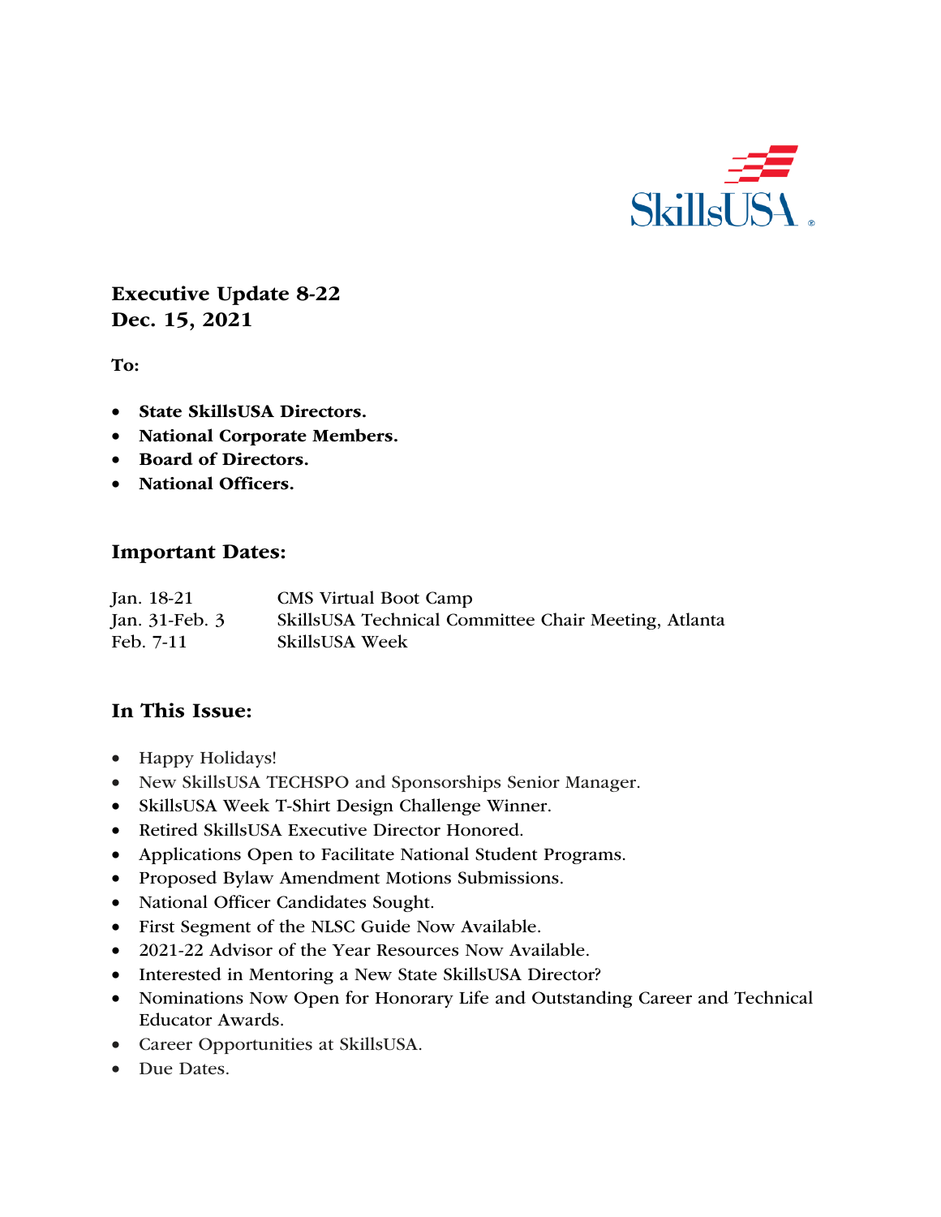SkillsUSA

**Executive Update 8-22**
**Dec. 15, 2021**

**To:**

- **State SkillsUSA Directors.**
- **National Corporate Members.**
- **Board of Directors.**
- **National Officers.**

## Important Dates:

| | |
|---|---|
| Jan. 18-21 | CMS Virtual Boot Camp |
| Jan. 31-Feb. 3 | SkillsUSA Technical Committee Chair Meeting, Atlanta |
| Feb. 7-11 | SkillsUSA Week |

## In This Issue:

- Happy Holidays!
- New SkillsUSA TECHSPO and Sponsorships Senior Manager.
- SkillsUSA Week T-Shirt Design Challenge Winner.
- Retired SkillsUSA Executive Director Honored.
- Applications Open to Facilitate National Student Programs.
- Proposed Bylaw Amendment Motions Submissions.
- National Officer Candidates Sought.
- First Segment of the NLSC Guide Now Available.
- 2021-22 Advisor of the Year Resources Now Available.
- Interested in Mentoring a New State SkillsUSA Director?
- Nominations Now Open for Honorary Life and Outstanding Career and Technical Educator Awards.
- Career Opportunities at SkillsUSA.
- Due Dates.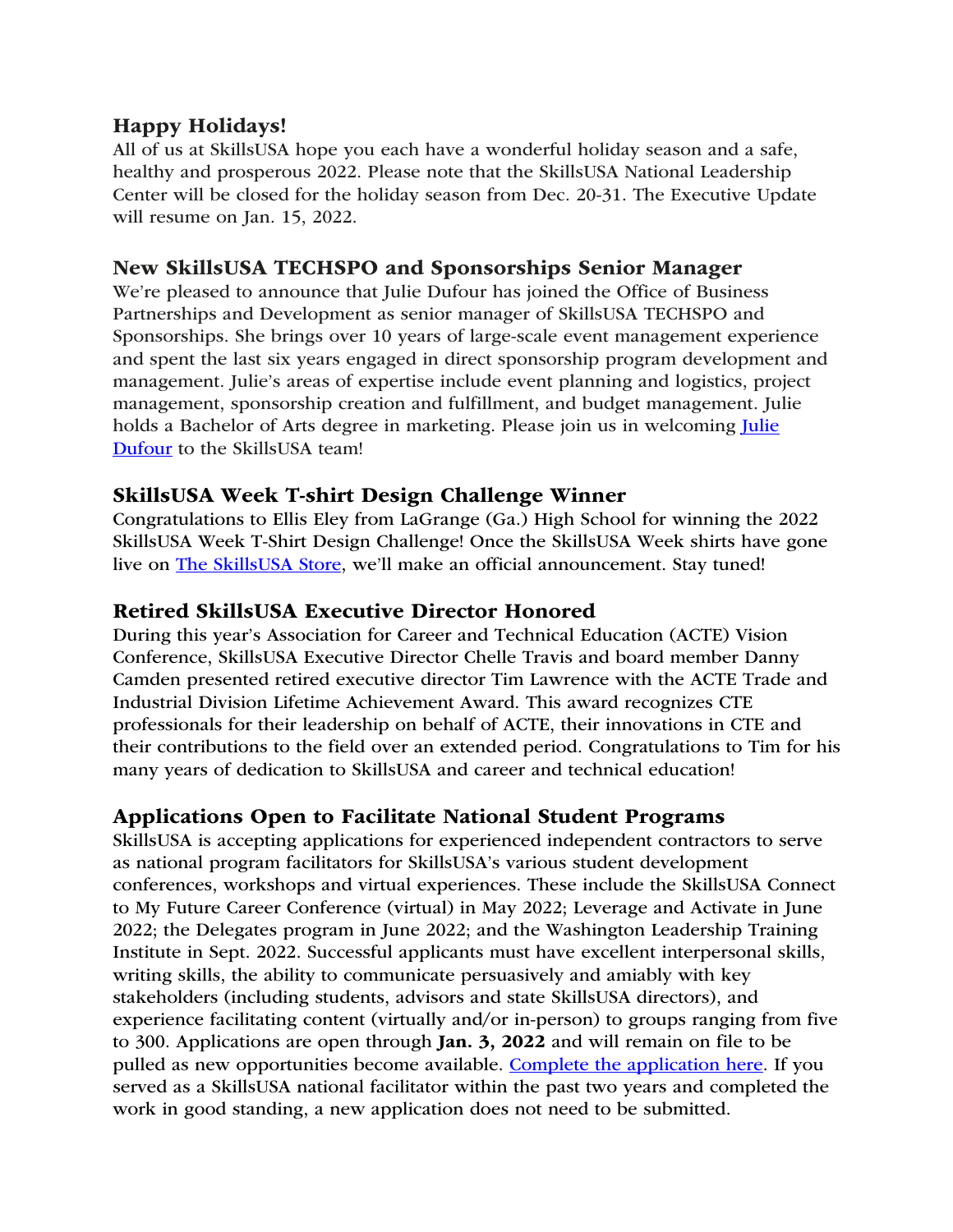## Happy Holidays!

All of us at SkillsUSA hope you each have a wonderful holiday season and a safe, healthy and prosperous 2022. Please note that the SkillsUSA National Leadership Center will be closed for the holiday season from Dec. 20-31. The Executive Update will resume on Jan. 15, 2022.

## New SkillsUSA TECHSPO and Sponsorships Senior Manager

We're pleased to announce that Julie Dufour has joined the Office of Business Partnerships and Development as senior manager of SkillsUSA TECHSPO and Sponsorships. She brings over 10 years of large-scale event management experience and spent the last six years engaged in direct sponsorship program development and management. Julie's areas of expertise include event planning and logistics, project management, sponsorship creation and fulfillment, and budget management. Julie holds a Bachelor of Arts degree in marketing. Please join us in welcoming Julie Dufour to the SkillsUSA team!

## SkillsUSA Week T-shirt Design Challenge Winner

Congratulations to Ellis Eley from LaGrange (Ga.) High School for winning the 2022 SkillsUSA Week T-Shirt Design Challenge! Once the SkillsUSA Week shirts have gone live on The SkillsUSA Store, we'll make an official announcement. Stay tuned!

## Retired SkillsUSA Executive Director Honored

During this year's Association for Career and Technical Education (ACTE) Vision Conference, SkillsUSA Executive Director Chelle Travis and board member Danny Camden presented retired executive director Tim Lawrence with the ACTE Trade and Industrial Division Lifetime Achievement Award. This award recognizes CTE professionals for their leadership on behalf of ACTE, their innovations in CTE and their contributions to the field over an extended period. Congratulations to Tim for his many years of dedication to SkillsUSA and career and technical education!

## Applications Open to Facilitate National Student Programs

SkillsUSA is accepting applications for experienced independent contractors to serve as national program facilitators for SkillsUSA's various student development conferences, workshops and virtual experiences. These include the SkillsUSA Connect to My Future Career Conference (virtual) in May 2022; Leverage and Activate in June 2022; the Delegates program in June 2022; and the Washington Leadership Training Institute in Sept. 2022. Successful applicants must have excellent interpersonal skills, writing skills, the ability to communicate persuasively and amiably with key stakeholders (including students, advisors and state SkillsUSA directors), and experience facilitating content (virtually and/or in-person) to groups ranging from five to 300. Applications are open through **Jan. 3, 2022** and will remain on file to be pulled as new opportunities become available. Complete the application here. If you served as a SkillsUSA national facilitator within the past two years and completed the work in good standing, a new application does not need to be submitted.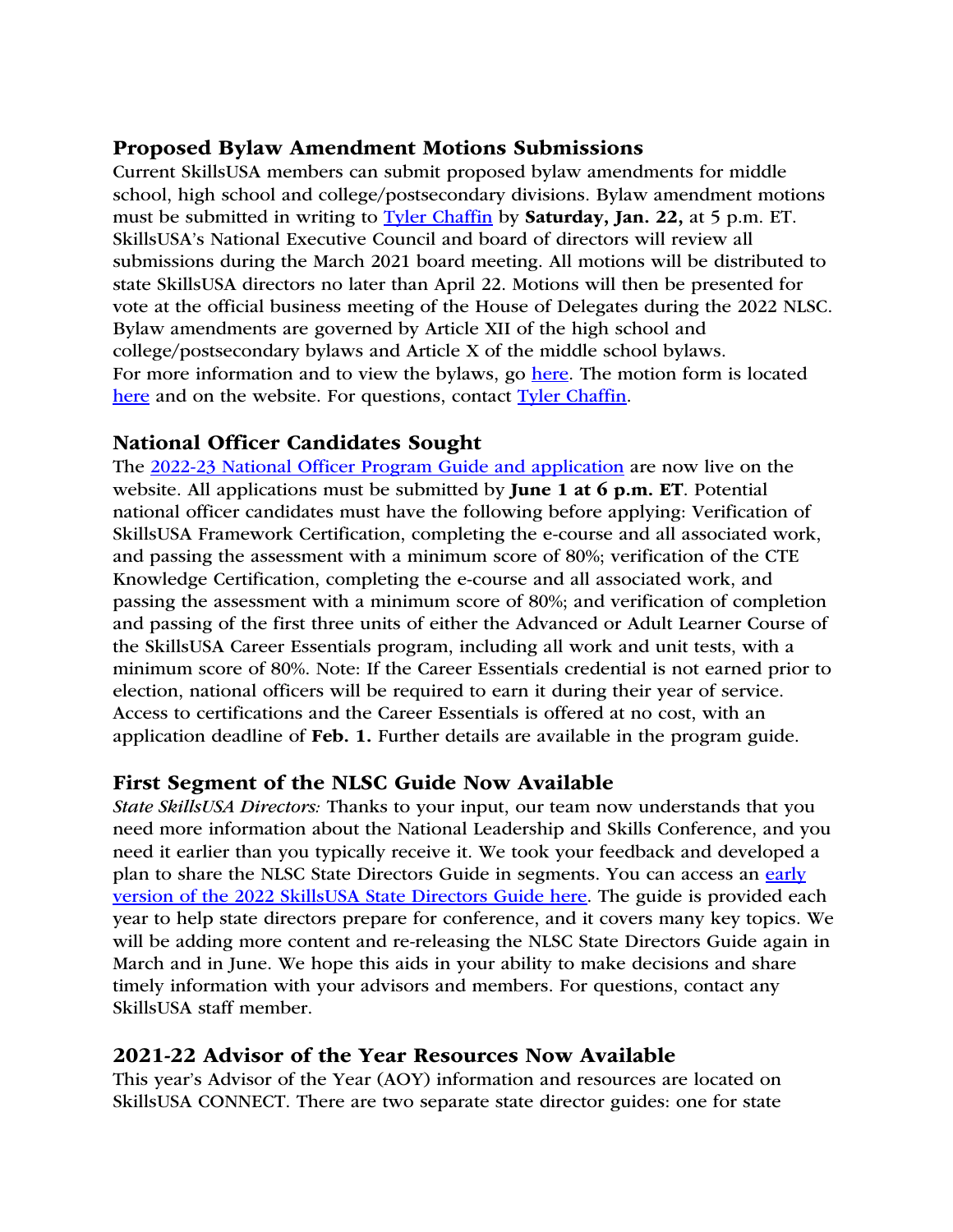## Proposed Bylaw Amendment Motions Submissions

Current SkillsUSA members can submit proposed bylaw amendments for middle school, high school and college/postsecondary divisions. Bylaw amendment motions must be submitted in writing to [Tyler Chaffin]() by **Saturday, Jan. 22,** at 5 p.m. ET. SkillsUSA's National Executive Council and board of directors will review all submissions during the March 2021 board meeting. All motions will be distributed to state SkillsUSA directors no later than April 22. Motions will then be presented for vote at the official business meeting of the House of Delegates during the 2022 NLSC. Bylaw amendments are governed by Article XII of the high school and college/postsecondary bylaws and Article X of the middle school bylaws. For more information and to view the bylaws, go [here](). The motion form is located [here]() and on the website. For questions, contact [Tyler Chaffin]().

## National Officer Candidates Sought

The [2022-23 National Officer Program Guide and application]() are now live on the website. All applications must be submitted by **June 1 at 6 p.m. ET**. Potential national officer candidates must have the following before applying: Verification of SkillsUSA Framework Certification, completing the e-course and all associated work, and passing the assessment with a minimum score of 80%; verification of the CTE Knowledge Certification, completing the e-course and all associated work, and passing the assessment with a minimum score of 80%; and verification of completion and passing of the first three units of either the Advanced or Adult Learner Course of the SkillsUSA Career Essentials program, including all work and unit tests, with a minimum score of 80%. Note: If the Career Essentials credential is not earned prior to election, national officers will be required to earn it during their year of service. Access to certifications and the Career Essentials is offered at no cost, with an application deadline of **Feb. 1.** Further details are available in the program guide.

## First Segment of the NLSC Guide Now Available

*State SkillsUSA Directors:* Thanks to your input, our team now understands that you need more information about the National Leadership and Skills Conference, and you need it earlier than you typically receive it. We took your feedback and developed a plan to share the NLSC State Directors Guide in segments. You can access an [early version of the 2022 SkillsUSA State Directors Guide here](). The guide is provided each year to help state directors prepare for conference, and it covers many key topics. We will be adding more content and re-releasing the NLSC State Directors Guide again in March and in June. We hope this aids in your ability to make decisions and share timely information with your advisors and members. For questions, contact any SkillsUSA staff member.

## 2021-22 Advisor of the Year Resources Now Available

This year's Advisor of the Year (AOY) information and resources are located on SkillsUSA CONNECT. There are two separate state director guides: one for state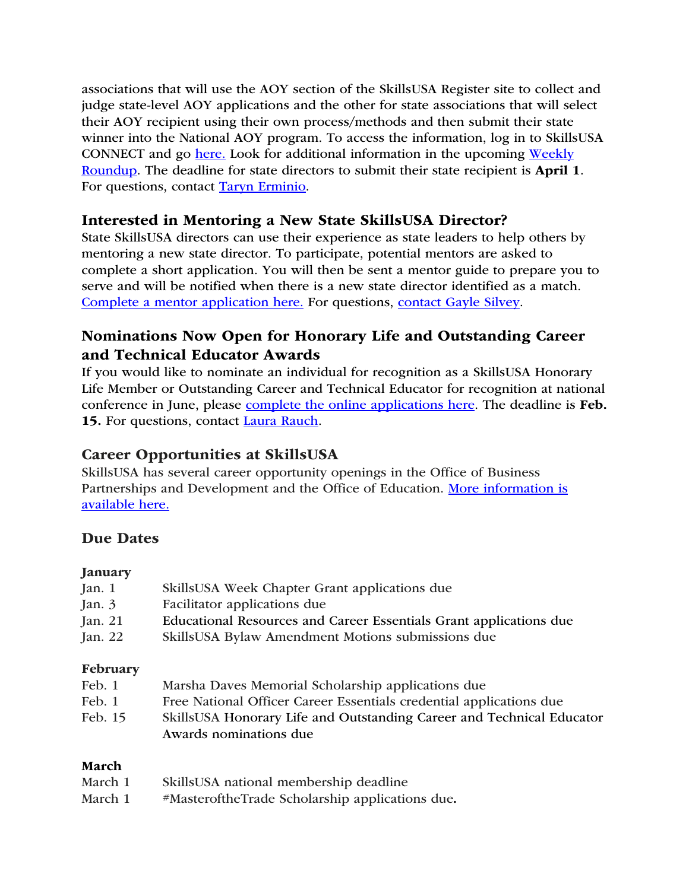associations that will use the AOY section of the SkillsUSA Register site to collect and judge state-level AOY applications and the other for state associations that will select their AOY recipient using their own process/methods and then submit their state winner into the National AOY program. To access the information, log in to SkillsUSA CONNECT and go here. Look for additional information in the upcoming Weekly Roundup. The deadline for state directors to submit their state recipient is **April 1**. For questions, contact Taryn Erminio.

### Interested in Mentoring a New State SkillsUSA Director?

State SkillsUSA directors can use their experience as state leaders to help others by mentoring a new state director. To participate, potential mentors are asked to complete a short application. You will then be sent a mentor guide to prepare you to serve and will be notified when there is a new state director identified as a match. Complete a mentor application here. For questions, contact Gayle Silvey.

### Nominations Now Open for Honorary Life and Outstanding Career and Technical Educator Awards

If you would like to nominate an individual for recognition as a SkillsUSA Honorary Life Member or Outstanding Career and Technical Educator for recognition at national conference in June, please complete the online applications here. The deadline is **Feb. 15.** For questions, contact Laura Rauch.

### Career Opportunities at SkillsUSA

SkillsUSA has several career opportunity openings in the Office of Business Partnerships and Development and the Office of Education. More information is available here.

### Due Dates

**January**

| | |
|---|---|
| Jan. 1 | SkillsUSA Week Chapter Grant applications due |
| Jan. 3 | Facilitator applications due |
| Jan. 21 | Educational Resources and Career Essentials Grant applications due |
| Jan. 22 | SkillsUSA Bylaw Amendment Motions submissions due |

**February**

| | |
|---|---|
| Feb. 1 | Marsha Daves Memorial Scholarship applications due |
| Feb. 1 | Free National Officer Career Essentials credential applications due |
| Feb. 15 | SkillsUSA Honorary Life and Outstanding Career and Technical Educator Awards nominations due |

**March**

| | |
|---|---|
| March 1 | SkillsUSA national membership deadline |
| March 1 | #MasteroftheTrade Scholarship applications due. |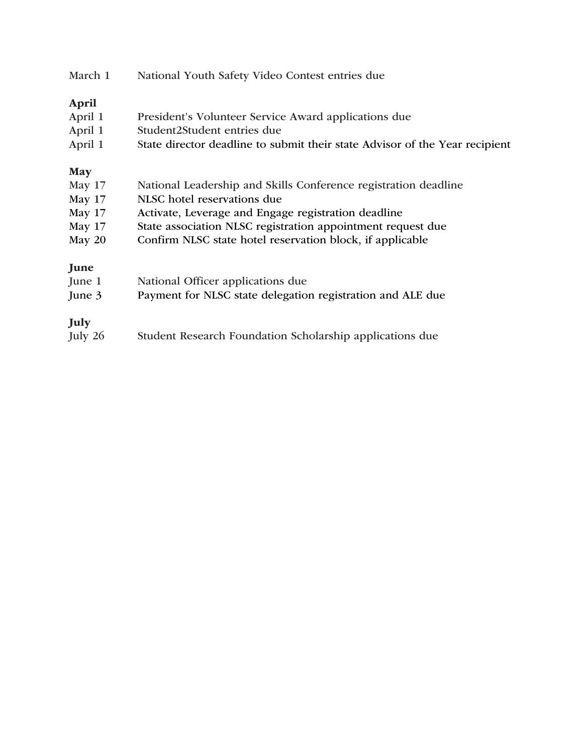March 1 National Youth Safety Video Contest entries due

**April**

April 1 President's Volunteer Service Award applications due
April 1 Student2Student entries due
April 1 State director deadline to submit their state Advisor of the Year recipient

**May**

May 17 National Leadership and Skills Conference registration deadline
May 17 NLSC hotel reservations due
May 17 Activate, Leverage and Engage registration deadline
May 17 State association NLSC registration appointment request due
May 20 Confirm NLSC state hotel reservation block, if applicable

**June**

June 1 National Officer applications due
June 3 Payment for NLSC state delegation registration and ALE due

**July**

July 26 Student Research Foundation Scholarship applications due